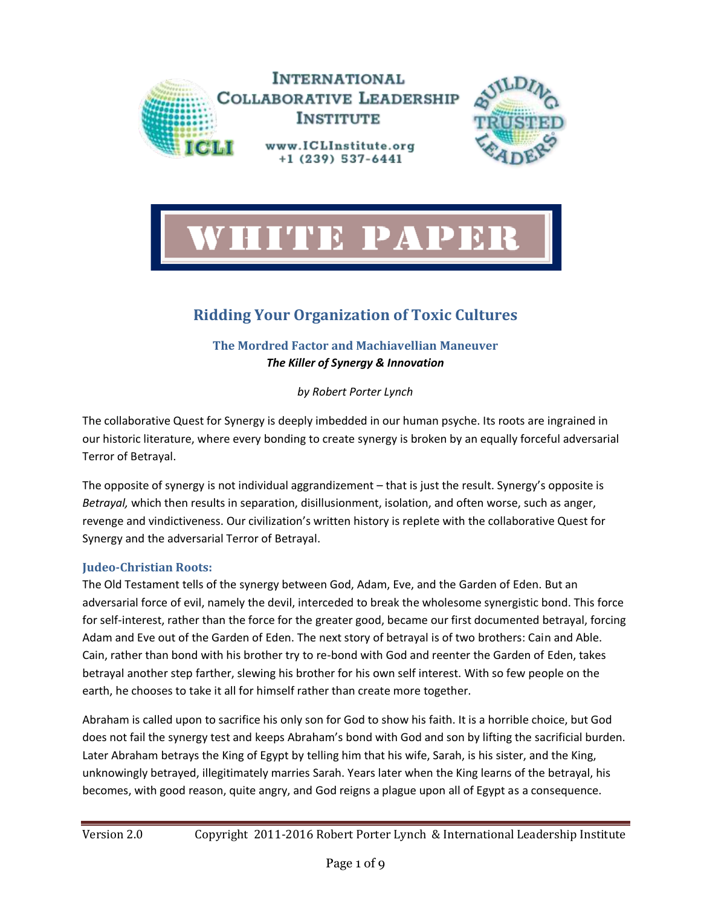INTERNATIONAL COLLABORATIVE LEADERSHIP INSTITUTE

www.ICLInstitute.org
+1 (239) 537-6441

BUILDING TRUSTED LEADERS

# WHITE PAPER

## Ridding Your Organization of Toxic Cultures

### The Mordred Factor and Machiavellian Maneuver

***The Killer of Synergy & Innovation***

*by Robert Porter Lynch*

The collaborative Quest for Synergy is deeply imbedded in our human psyche. Its roots are ingrained in our historic literature, where every bonding to create synergy is broken by an equally forceful adversarial Terror of Betrayal.

The opposite of synergy is not individual aggrandizement – that is just the result. Synergy's opposite is *Betrayal,* which then results in separation, disillusionment, isolation, and often worse, such as anger, revenge and vindictiveness. Our civilization's written history is replete with the collaborative Quest for Synergy and the adversarial Terror of Betrayal.

### Judeo-Christian Roots:

The Old Testament tells of the synergy between God, Adam, Eve, and the Garden of Eden. But an adversarial force of evil, namely the devil, interceded to break the wholesome synergistic bond. This force for self-interest, rather than the force for the greater good, became our first documented betrayal, forcing Adam and Eve out of the Garden of Eden. The next story of betrayal is of two brothers: Cain and Able. Cain, rather than bond with his brother try to re-bond with God and reenter the Garden of Eden, takes betrayal another step farther, slewing his brother for his own self interest. With so few people on the earth, he chooses to take it all for himself rather than create more together.

Abraham is called upon to sacrifice his only son for God to show his faith. It is a horrible choice, but God does not fail the synergy test and keeps Abraham's bond with God and son by lifting the sacrificial burden. Later Abraham betrays the King of Egypt by telling him that his wife, Sarah, is his sister, and the King, unknowingly betrayed, illegitimately marries Sarah. Years later when the King learns of the betrayal, his becomes, with good reason, quite angry, and God reigns a plague upon all of Egypt as a consequence.

Version 2.0 Copyright 2011-2016 Robert Porter Lynch & International Leadership Institute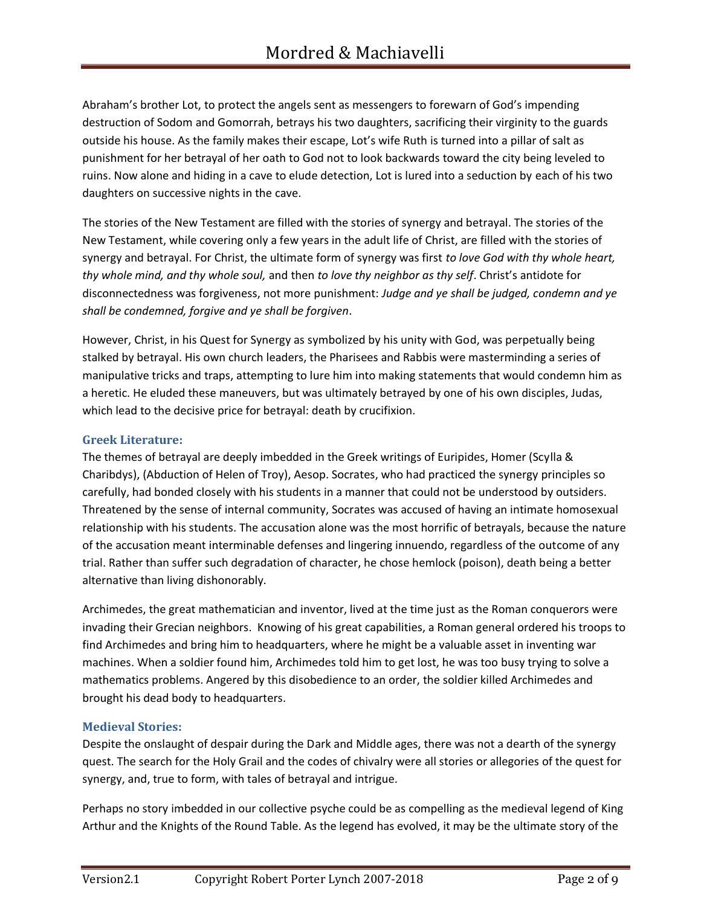Abraham's brother Lot, to protect the angels sent as messengers to forewarn of God's impending destruction of Sodom and Gomorrah, betrays his two daughters, sacrificing their virginity to the guards outside his house. As the family makes their escape, Lot's wife Ruth is turned into a pillar of salt as punishment for her betrayal of her oath to God not to look backwards toward the city being leveled to ruins. Now alone and hiding in a cave to elude detection, Lot is lured into a seduction by each of his two daughters on successive nights in the cave.

The stories of the New Testament are filled with the stories of synergy and betrayal. The stories of the New Testament, while covering only a few years in the adult life of Christ, are filled with the stories of synergy and betrayal. For Christ, the ultimate form of synergy was first *to love God with thy whole heart, thy whole mind, and thy whole soul,* and then *to love thy neighbor as thy self*. Christ's antidote for disconnectedness was forgiveness, not more punishment: *Judge and ye shall be judged, condemn and ye shall be condemned, forgive and ye shall be forgiven*.

However, Christ, in his Quest for Synergy as symbolized by his unity with God, was perpetually being stalked by betrayal. His own church leaders, the Pharisees and Rabbis were masterminding a series of manipulative tricks and traps, attempting to lure him into making statements that would condemn him as a heretic. He eluded these maneuvers, but was ultimately betrayed by one of his own disciples, Judas, which lead to the decisive price for betrayal: death by crucifixion.

### Greek Literature:

The themes of betrayal are deeply imbedded in the Greek writings of Euripides, Homer (Scylla & Charibdys), (Abduction of Helen of Troy), Aesop. Socrates, who had practiced the synergy principles so carefully, had bonded closely with his students in a manner that could not be understood by outsiders. Threatened by the sense of internal community, Socrates was accused of having an intimate homosexual relationship with his students. The accusation alone was the most horrific of betrayals, because the nature of the accusation meant interminable defenses and lingering innuendo, regardless of the outcome of any trial. Rather than suffer such degradation of character, he chose hemlock (poison), death being a better alternative than living dishonorably.

Archimedes, the great mathematician and inventor, lived at the time just as the Roman conquerors were invading their Grecian neighbors. Knowing of his great capabilities, a Roman general ordered his troops to find Archimedes and bring him to headquarters, where he might be a valuable asset in inventing war machines. When a soldier found him, Archimedes told him to get lost, he was too busy trying to solve a mathematics problems. Angered by this disobedience to an order, the soldier killed Archimedes and brought his dead body to headquarters.

### Medieval Stories:

Despite the onslaught of despair during the Dark and Middle ages, there was not a dearth of the synergy quest. The search for the Holy Grail and the codes of chivalry were all stories or allegories of the quest for synergy, and, true to form, with tales of betrayal and intrigue.

Perhaps no story imbedded in our collective psyche could be as compelling as the medieval legend of King Arthur and the Knights of the Round Table. As the legend has evolved, it may be the ultimate story of the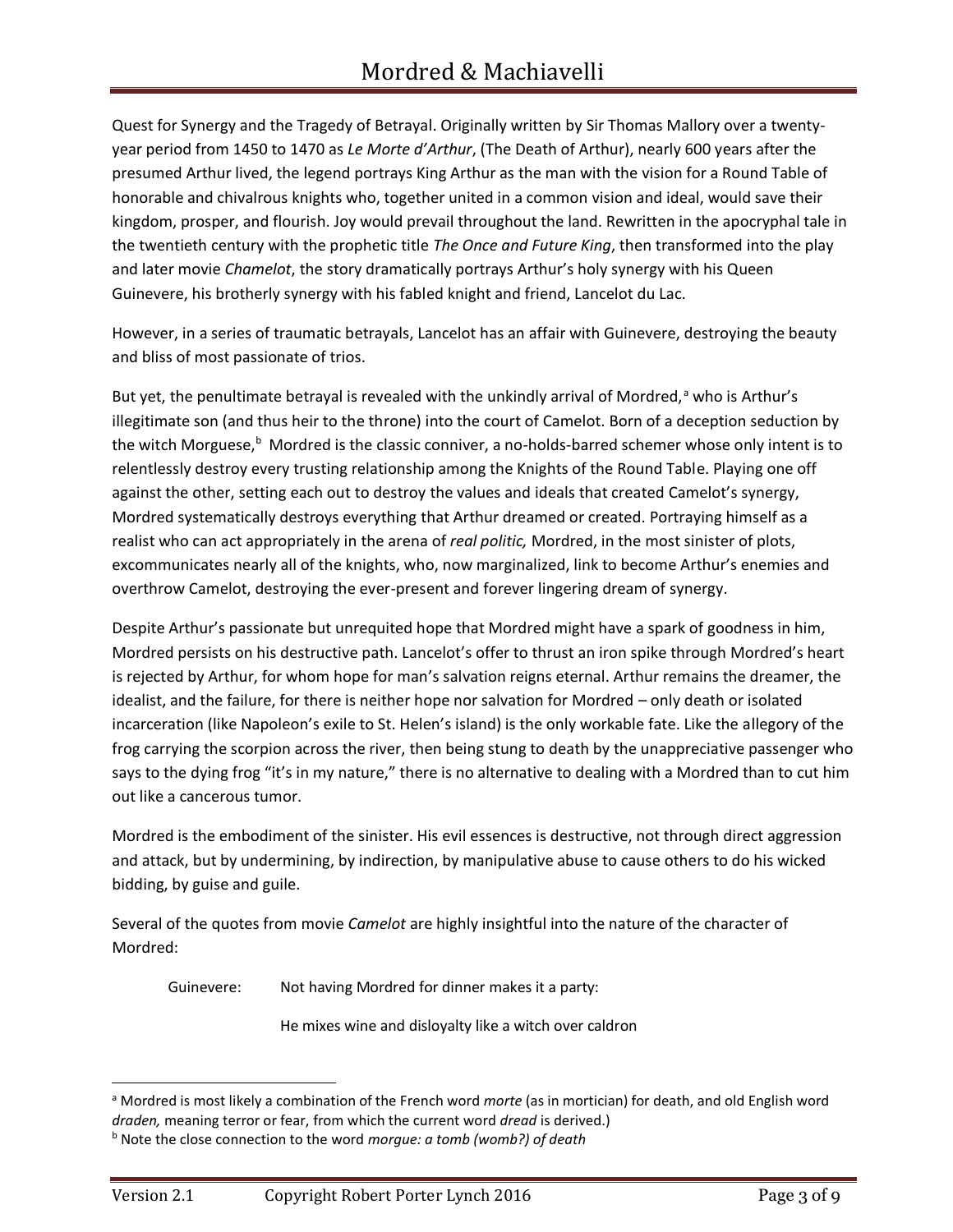Quest for Synergy and the Tragedy of Betrayal. Originally written by Sir Thomas Mallory over a twenty-year period from 1450 to 1470 as *Le Morte d'Arthur*, (The Death of Arthur), nearly 600 years after the presumed Arthur lived, the legend portrays King Arthur as the man with the vision for a Round Table of honorable and chivalrous knights who, together united in a common vision and ideal, would save their kingdom, prosper, and flourish. Joy would prevail throughout the land. Rewritten in the apocryphal tale in the twentieth century with the prophetic title *The Once and Future King*, then transformed into the play and later movie *Chamelot*, the story dramatically portrays Arthur's holy synergy with his Queen Guinevere, his brotherly synergy with his fabled knight and friend, Lancelot du Lac.

However, in a series of traumatic betrayals, Lancelot has an affair with Guinevere, destroying the beauty and bliss of most passionate of trios.

But yet, the penultimate betrayal is revealed with the unkindly arrival of Mordred,[a] who is Arthur's illegitimate son (and thus heir to the throne) into the court of Camelot. Born of a deception seduction by the witch Morguese,[b] Mordred is the classic conniver, a no-holds-barred schemer whose only intent is to relentlessly destroy every trusting relationship among the Knights of the Round Table. Playing one off against the other, setting each out to destroy the values and ideals that created Camelot's synergy, Mordred systematically destroys everything that Arthur dreamed or created. Portraying himself as a realist who can act appropriately in the arena of *real politic,* Mordred, in the most sinister of plots, excommunicates nearly all of the knights, who, now marginalized, link to become Arthur's enemies and overthrow Camelot, destroying the ever-present and forever lingering dream of synergy.

Despite Arthur's passionate but unrequited hope that Mordred might have a spark of goodness in him, Mordred persists on his destructive path. Lancelot's offer to thrust an iron spike through Mordred's heart is rejected by Arthur, for whom hope for man's salvation reigns eternal. Arthur remains the dreamer, the idealist, and the failure, for there is neither hope nor salvation for Mordred – only death or isolated incarceration (like Napoleon's exile to St. Helen's island) is the only workable fate. Like the allegory of the frog carrying the scorpion across the river, then being stung to death by the unappreciative passenger who says to the dying frog "it's in my nature," there is no alternative to dealing with a Mordred than to cut him out like a cancerous tumor.

Mordred is the embodiment of the sinister. His evil essences is destructive, not through direct aggression and attack, but by undermining, by indirection, by manipulative abuse to cause others to do his wicked bidding, by guise and guile.

Several of the quotes from movie *Camelot* are highly insightful into the nature of the character of Mordred:

> Guinevere: Not having Mordred for dinner makes it a party:
>
> He mixes wine and disloyalty like a witch over caldron

---

[a] Mordred is most likely a combination of the French word *morte* (as in mortician) for death, and old English word *draden,* meaning terror or fear, from which the current word *dread* is derived.)

[b] Note the close connection to the word *morgue: a tomb (womb?) of death*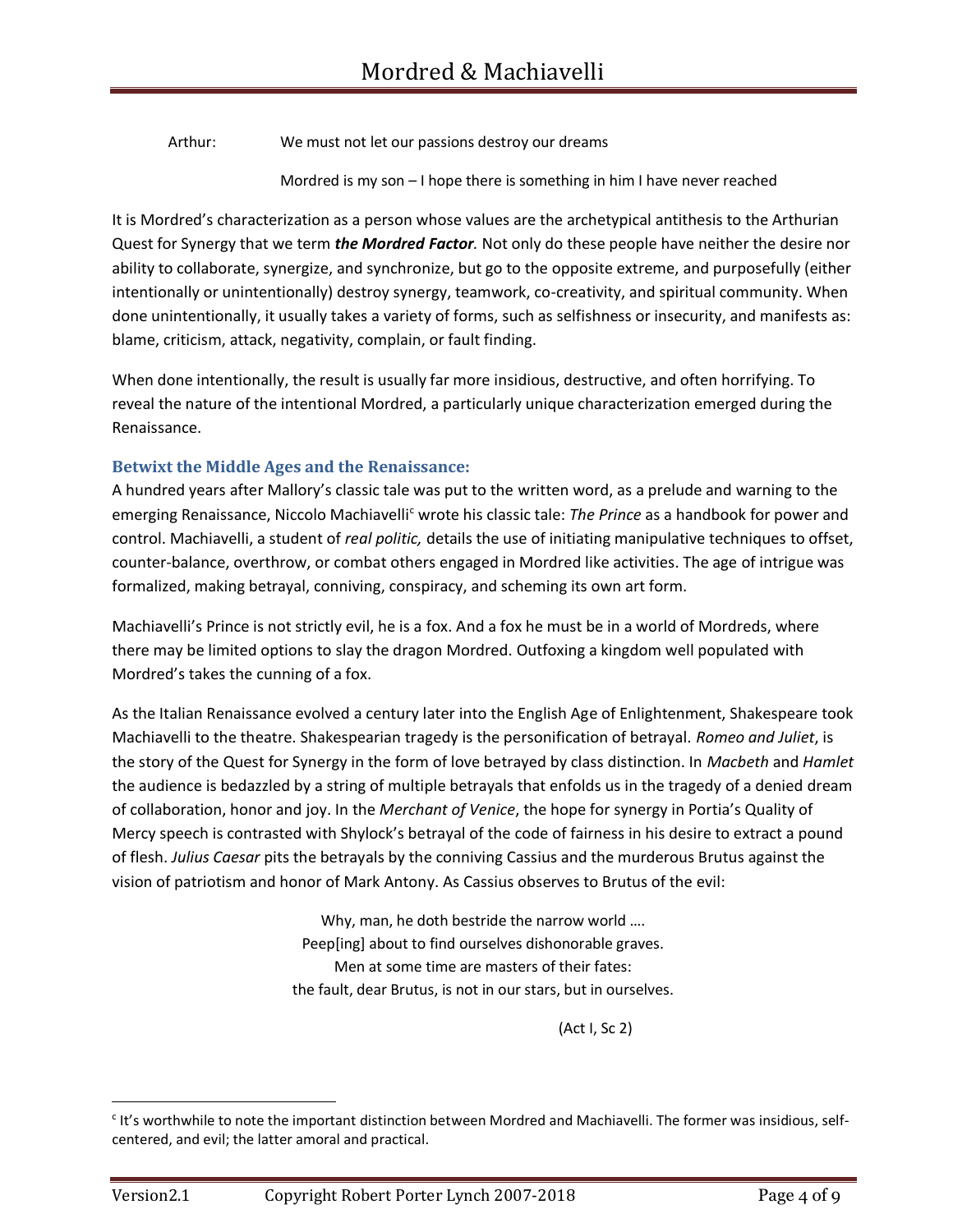Arthur: We must not let our passions destroy our dreams

Mordred is my son – I hope there is something in him I have never reached

It is Mordred's characterization as a person whose values are the archetypical antithesis to the Arthurian Quest for Synergy that we term ***the Mordred Factor.*** Not only do these people have neither the desire nor ability to collaborate, synergize, and synchronize, but go to the opposite extreme, and purposefully (either intentionally or unintentionally) destroy synergy, teamwork, co-creativity, and spiritual community. When done unintentionally, it usually takes a variety of forms, such as selfishness or insecurity, and manifests as: blame, criticism, attack, negativity, complain, or fault finding.

When done intentionally, the result is usually far more insidious, destructive, and often horrifying. To reveal the nature of the intentional Mordred, a particularly unique characterization emerged during the Renaissance.

### Betwixt the Middle Ages and the Renaissance:

A hundred years after Mallory's classic tale was put to the written word, as a prelude and warning to the emerging Renaissance, Niccolo Machiavelli[c] wrote his classic tale: *The Prince* as a handbook for power and control. Machiavelli, a student of *real politic,* details the use of initiating manipulative techniques to offset, counter-balance, overthrow, or combat others engaged in Mordred like activities. The age of intrigue was formalized, making betrayal, conniving, conspiracy, and scheming its own art form.

Machiavelli's Prince is not strictly evil, he is a fox. And a fox he must be in a world of Mordreds, where there may be limited options to slay the dragon Mordred. Outfoxing a kingdom well populated with Mordred's takes the cunning of a fox.

As the Italian Renaissance evolved a century later into the English Age of Enlightenment, Shakespeare took Machiavelli to the theatre. Shakespearian tragedy is the personification of betrayal. *Romeo and Juliet*, is the story of the Quest for Synergy in the form of love betrayed by class distinction. In *Macbeth* and *Hamlet* the audience is bedazzled by a string of multiple betrayals that enfolds us in the tragedy of a denied dream of collaboration, honor and joy. In the *Merchant of Venice*, the hope for synergy in Portia's Quality of Mercy speech is contrasted with Shylock's betrayal of the code of fairness in his desire to extract a pound of flesh. *Julius Caesar* pits the betrayals by the conniving Cassius and the murderous Brutus against the vision of patriotism and honor of Mark Antony. As Cassius observes to Brutus of the evil:

> Why, man, he doth bestride the narrow world ….
> Peep[ing] about to find ourselves dishonorable graves.
> Men at some time are masters of their fates:
> the fault, dear Brutus, is not in our stars, but in ourselves.
>
> (Act I, Sc 2)

---

[c] It's worthwhile to note the important distinction between Mordred and Machiavelli. The former was insidious, self-centered, and evil; the latter amoral and practical.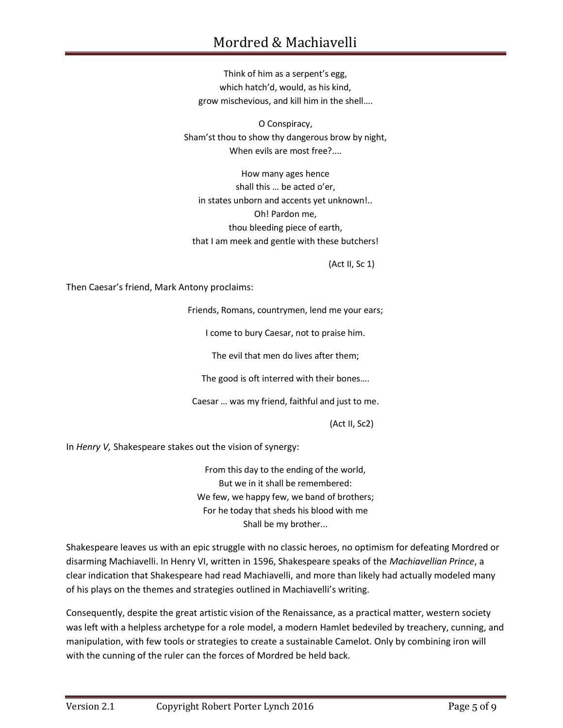Think of him as a serpent's egg,  
which hatch'd, would, as his kind,  
grow mischevious, and kill him in the shell….

O Conspiracy,  
Sham'st thou to show thy dangerous brow by night,  
When evils are most free?....

How many ages hence  
shall this … be acted o'er,  
in states unborn and accents yet unknown!..  
Oh! Pardon me,  
thou bleeding piece of earth,  
that I am meek and gentle with these butchers!

(Act II, Sc 1)

Then Caesar's friend, Mark Antony proclaims:

Friends, Romans, countrymen, lend me your ears;

I come to bury Caesar, not to praise him.

The evil that men do lives after them;

The good is oft interred with their bones….

Caesar … was my friend, faithful and just to me.

(Act II, Sc2)

In *Henry V,* Shakespeare stakes out the vision of synergy:

From this day to the ending of the world,  
But we in it shall be remembered:  
We few, we happy few, we band of brothers;  
For he today that sheds his blood with me  
Shall be my brother...

Shakespeare leaves us with an epic struggle with no classic heroes, no optimism for defeating Mordred or disarming Machiavelli. In Henry VI, written in 1596, Shakespeare speaks of the *Machiavellian Prince*, a clear indication that Shakespeare had read Machiavelli, and more than likely had actually modeled many of his plays on the themes and strategies outlined in Machiavelli's writing.

Consequently, despite the great artistic vision of the Renaissance, as a practical matter, western society was left with a helpless archetype for a role model, a modern Hamlet bedeviled by treachery, cunning, and manipulation, with few tools or strategies to create a sustainable Camelot. Only by combining iron will with the cunning of the ruler can the forces of Mordred be held back.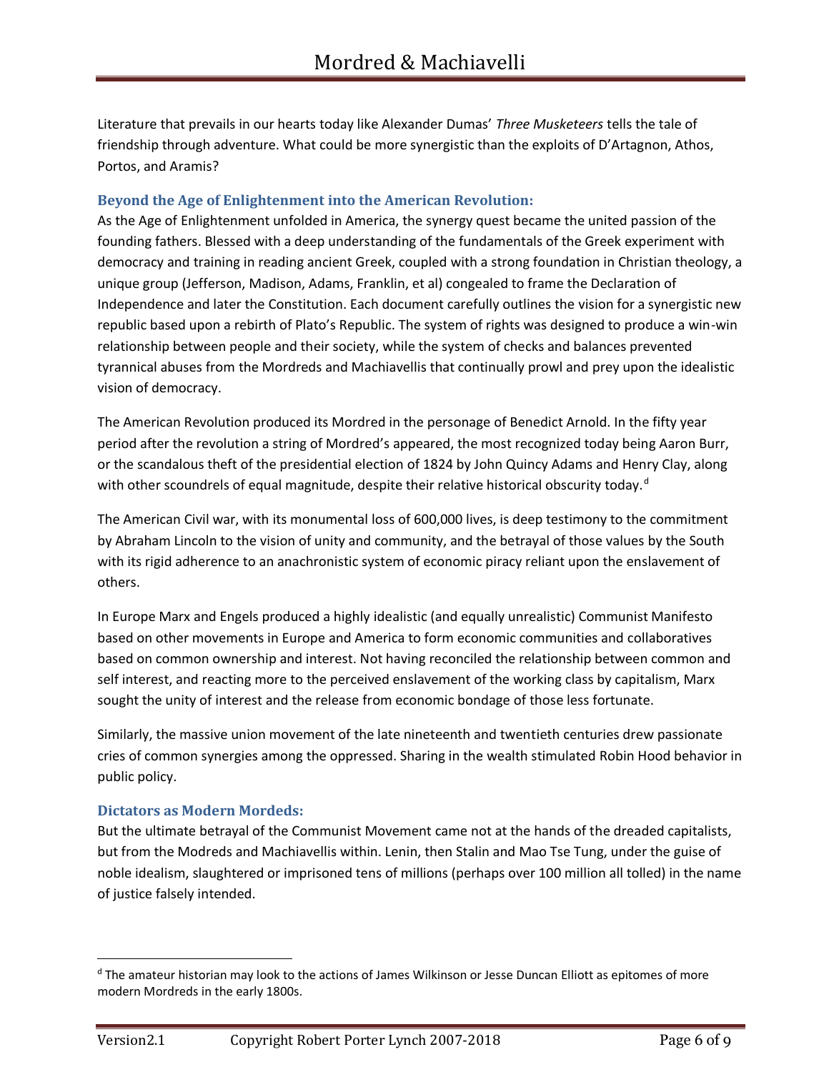Literature that prevails in our hearts today like Alexander Dumas' *Three Musketeers* tells the tale of friendship through adventure. What could be more synergistic than the exploits of D'Artagnon, Athos, Portos, and Aramis?

### Beyond the Age of Enlightenment into the American Revolution:

As the Age of Enlightenment unfolded in America, the synergy quest became the united passion of the founding fathers. Blessed with a deep understanding of the fundamentals of the Greek experiment with democracy and training in reading ancient Greek, coupled with a strong foundation in Christian theology, a unique group (Jefferson, Madison, Adams, Franklin, et al) congealed to frame the Declaration of Independence and later the Constitution. Each document carefully outlines the vision for a synergistic new republic based upon a rebirth of Plato's Republic. The system of rights was designed to produce a win-win relationship between people and their society, while the system of checks and balances prevented tyrannical abuses from the Mordreds and Machiavellis that continually prowl and prey upon the idealistic vision of democracy.

The American Revolution produced its Mordred in the personage of Benedict Arnold. In the fifty year period after the revolution a string of Mordred's appeared, the most recognized today being Aaron Burr, or the scandalous theft of the presidential election of 1824 by John Quincy Adams and Henry Clay, along with other scoundrels of equal magnitude, despite their relative historical obscurity today.[d]

The American Civil war, with its monumental loss of 600,000 lives, is deep testimony to the commitment by Abraham Lincoln to the vision of unity and community, and the betrayal of those values by the South with its rigid adherence to an anachronistic system of economic piracy reliant upon the enslavement of others.

In Europe Marx and Engels produced a highly idealistic (and equally unrealistic) Communist Manifesto based on other movements in Europe and America to form economic communities and collaboratives based on common ownership and interest. Not having reconciled the relationship between common and self interest, and reacting more to the perceived enslavement of the working class by capitalism, Marx sought the unity of interest and the release from economic bondage of those less fortunate.

Similarly, the massive union movement of the late nineteenth and twentieth centuries drew passionate cries of common synergies among the oppressed. Sharing in the wealth stimulated Robin Hood behavior in public policy.

### Dictators as Modern Mordeds:

But the ultimate betrayal of the Communist Movement came not at the hands of the dreaded capitalists, but from the Modreds and Machiavellis within. Lenin, then Stalin and Mao Tse Tung, under the guise of noble idealism, slaughtered or imprisoned tens of millions (perhaps over 100 million all tolled) in the name of justice falsely intended.

---

[d] The amateur historian may look to the actions of James Wilkinson or Jesse Duncan Elliott as epitomes of more modern Mordreds in the early 1800s.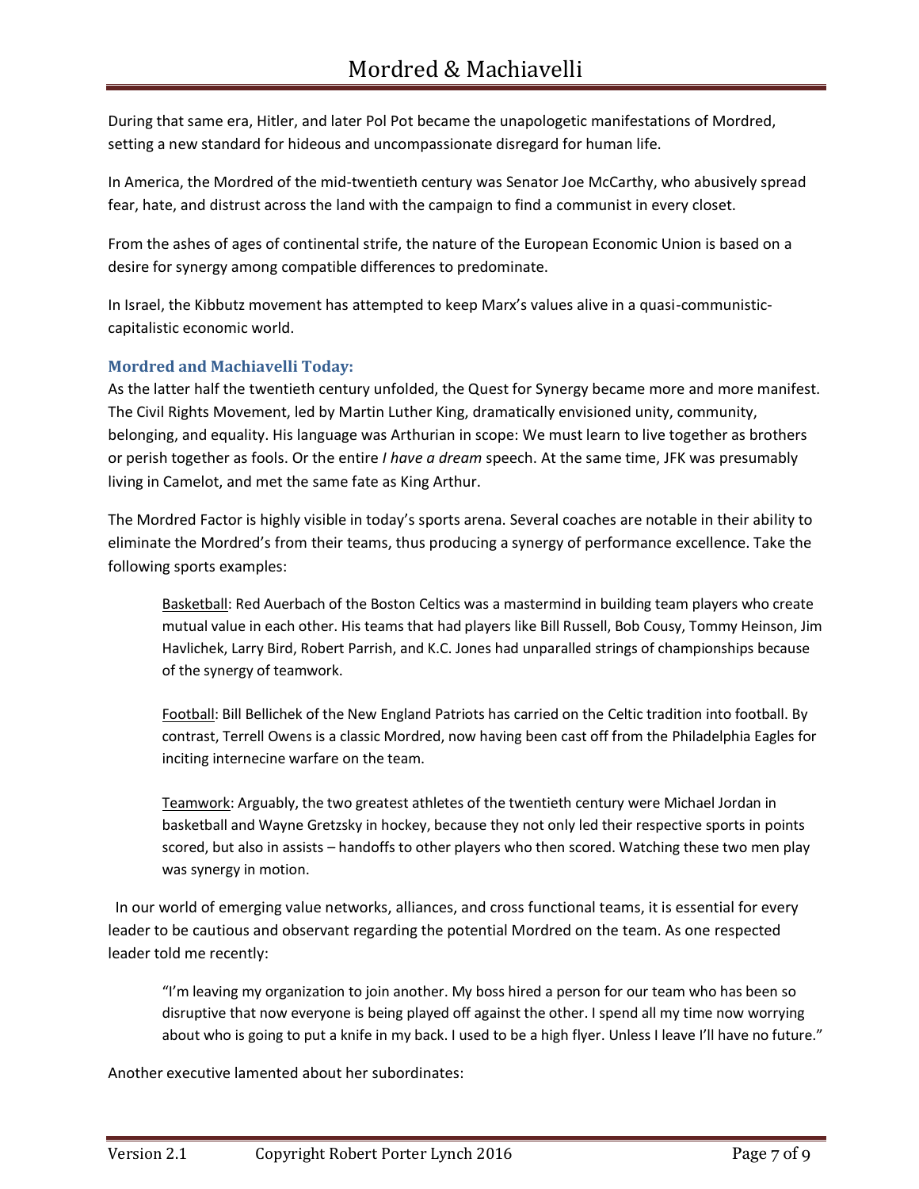During that same era, Hitler, and later Pol Pot became the unapologetic manifestations of Mordred, setting a new standard for hideous and uncompassionate disregard for human life.

In America, the Mordred of the mid-twentieth century was Senator Joe McCarthy, who abusively spread fear, hate, and distrust across the land with the campaign to find a communist in every closet.

From the ashes of ages of continental strife, the nature of the European Economic Union is based on a desire for synergy among compatible differences to predominate.

In Israel, the Kibbutz movement has attempted to keep Marx's values alive in a quasi-communistic-capitalistic economic world.

### Mordred and Machiavelli Today:

As the latter half the twentieth century unfolded, the Quest for Synergy became more and more manifest. The Civil Rights Movement, led by Martin Luther King, dramatically envisioned unity, community, belonging, and equality. His language was Arthurian in scope: We must learn to live together as brothers or perish together as fools. Or the entire *I have a dream* speech. At the same time, JFK was presumably living in Camelot, and met the same fate as King Arthur.

The Mordred Factor is highly visible in today's sports arena. Several coaches are notable in their ability to eliminate the Mordred's from their teams, thus producing a synergy of performance excellence. Take the following sports examples:

> <u>Basketball</u>: Red Auerbach of the Boston Celtics was a mastermind in building team players who create mutual value in each other. His teams that had players like Bill Russell, Bob Cousy, Tommy Heinson, Jim Havlichek, Larry Bird, Robert Parrish, and K.C. Jones had unparalled strings of championships because of the synergy of teamwork.
>
> <u>Football</u>: Bill Bellichek of the New England Patriots has carried on the Celtic tradition into football. By contrast, Terrell Owens is a classic Mordred, now having been cast off from the Philadelphia Eagles for inciting internecine warfare on the team.
>
> <u>Teamwork</u>: Arguably, the two greatest athletes of the twentieth century were Michael Jordan in basketball and Wayne Gretzsky in hockey, because they not only led their respective sports in points scored, but also in assists – handoffs to other players who then scored. Watching these two men play was synergy in motion.

In our world of emerging value networks, alliances, and cross functional teams, it is essential for every leader to be cautious and observant regarding the potential Mordred on the team. As one respected leader told me recently:

> "I'm leaving my organization to join another. My boss hired a person for our team who has been so disruptive that now everyone is being played off against the other. I spend all my time now worrying about who is going to put a knife in my back. I used to be a high flyer. Unless I leave I'll have no future."

Another executive lamented about her subordinates: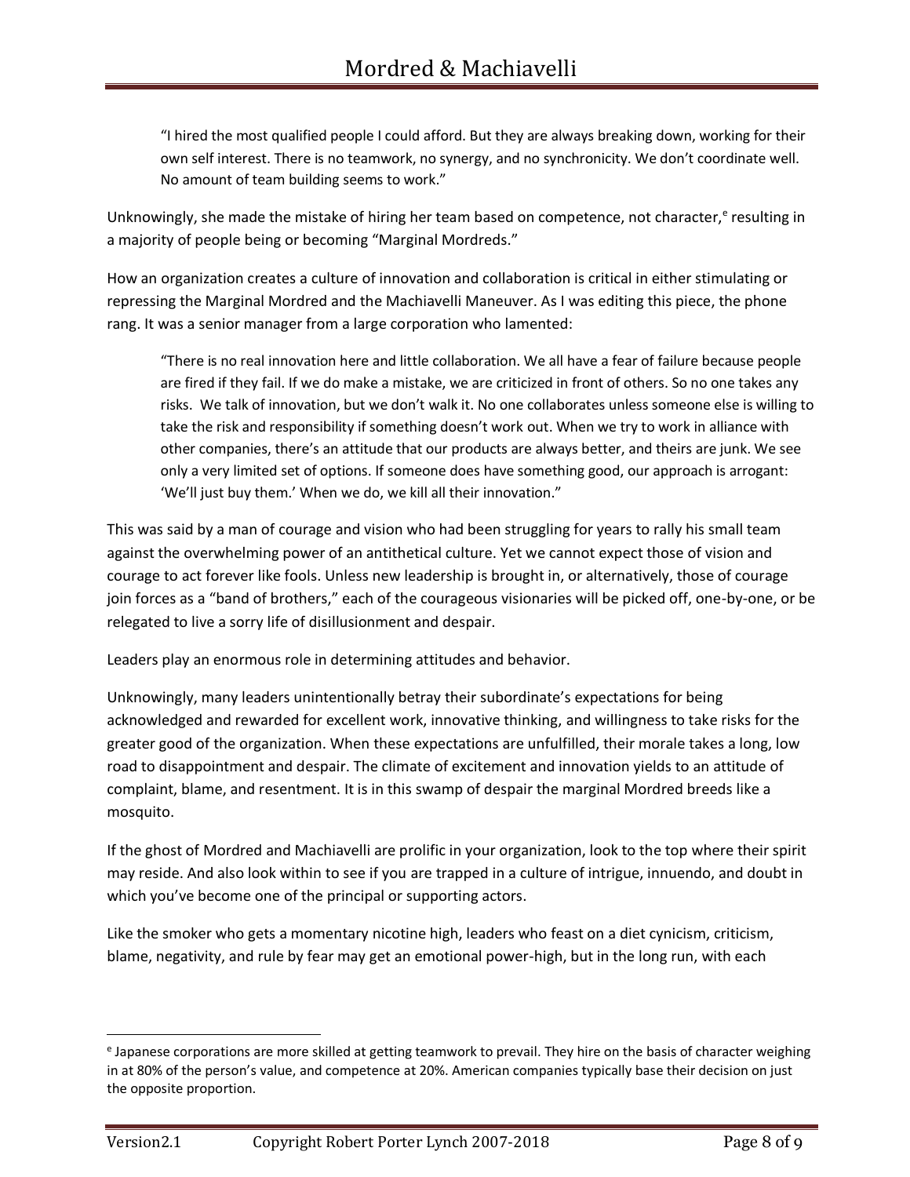> “I hired the most qualified people I could afford. But they are always breaking down, working for their own self interest. There is no teamwork, no synergy, and no synchronicity. We don’t coordinate well. No amount of team building seems to work.”

Unknowingly, she made the mistake of hiring her team based on competence, not character,[e] resulting in a majority of people being or becoming “Marginal Mordreds.”

How an organization creates a culture of innovation and collaboration is critical in either stimulating or repressing the Marginal Mordred and the Machiavelli Maneuver. As I was editing this piece, the phone rang. It was a senior manager from a large corporation who lamented:

> “There is no real innovation here and little collaboration. We all have a fear of failure because people are fired if they fail. If we do make a mistake, we are criticized in front of others. So no one takes any risks. We talk of innovation, but we don’t walk it. No one collaborates unless someone else is willing to take the risk and responsibility if something doesn’t work out. When we try to work in alliance with other companies, there’s an attitude that our products are always better, and theirs are junk. We see only a very limited set of options. If someone does have something good, our approach is arrogant: ‘We’ll just buy them.’ When we do, we kill all their innovation.”

This was said by a man of courage and vision who had been struggling for years to rally his small team against the overwhelming power of an antithetical culture. Yet we cannot expect those of vision and courage to act forever like fools. Unless new leadership is brought in, or alternatively, those of courage join forces as a “band of brothers,” each of the courageous visionaries will be picked off, one-by-one, or be relegated to live a sorry life of disillusionment and despair.

Leaders play an enormous role in determining attitudes and behavior.

Unknowingly, many leaders unintentionally betray their subordinate’s expectations for being acknowledged and rewarded for excellent work, innovative thinking, and willingness to take risks for the greater good of the organization. When these expectations are unfulfilled, their morale takes a long, low road to disappointment and despair. The climate of excitement and innovation yields to an attitude of complaint, blame, and resentment. It is in this swamp of despair the marginal Mordred breeds like a mosquito.

If the ghost of Mordred and Machiavelli are prolific in your organization, look to the top where their spirit may reside. And also look within to see if you are trapped in a culture of intrigue, innuendo, and doubt in which you’ve become one of the principal or supporting actors.

Like the smoker who gets a momentary nicotine high, leaders who feast on a diet cynicism, criticism, blame, negativity, and rule by fear may get an emotional power-high, but in the long run, with each

---

[e] Japanese corporations are more skilled at getting teamwork to prevail. They hire on the basis of character weighing in at 80% of the person’s value, and competence at 20%. American companies typically base their decision on just the opposite proportion.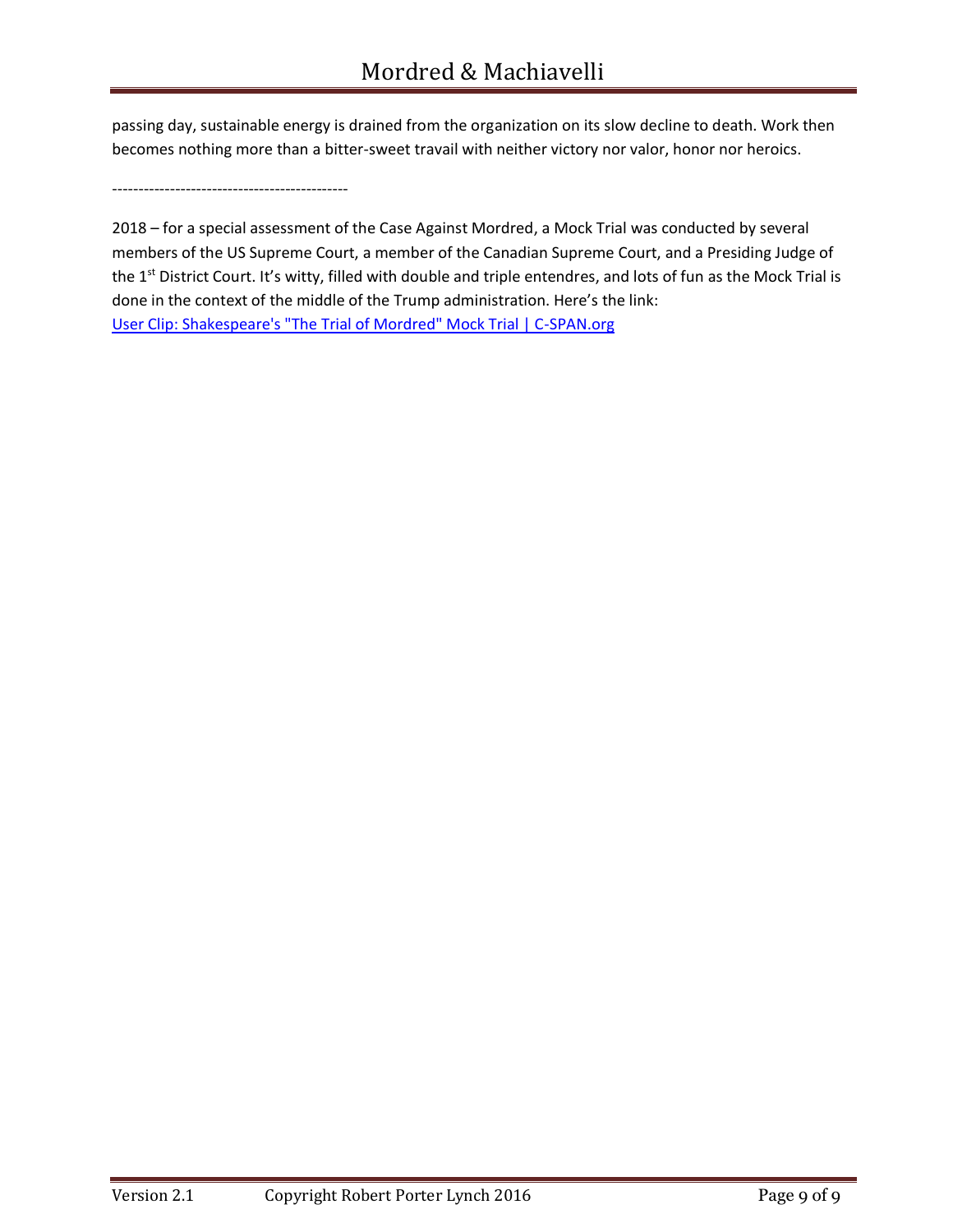passing day, sustainable energy is drained from the organization on its slow decline to death. Work then becomes nothing more than a bitter-sweet travail with neither victory nor valor, honor nor heroics.

--------------------------------------------

2018 – for a special assessment of the Case Against Mordred, a Mock Trial was conducted by several members of the US Supreme Court, a member of the Canadian Supreme Court, and a Presiding Judge of the 1st District Court. It's witty, filled with double and triple entendres, and lots of fun as the Mock Trial is done in the context of the middle of the Trump administration. Here's the link:
User Clip: Shakespeare's "The Trial of Mordred" Mock Trial | C-SPAN.org